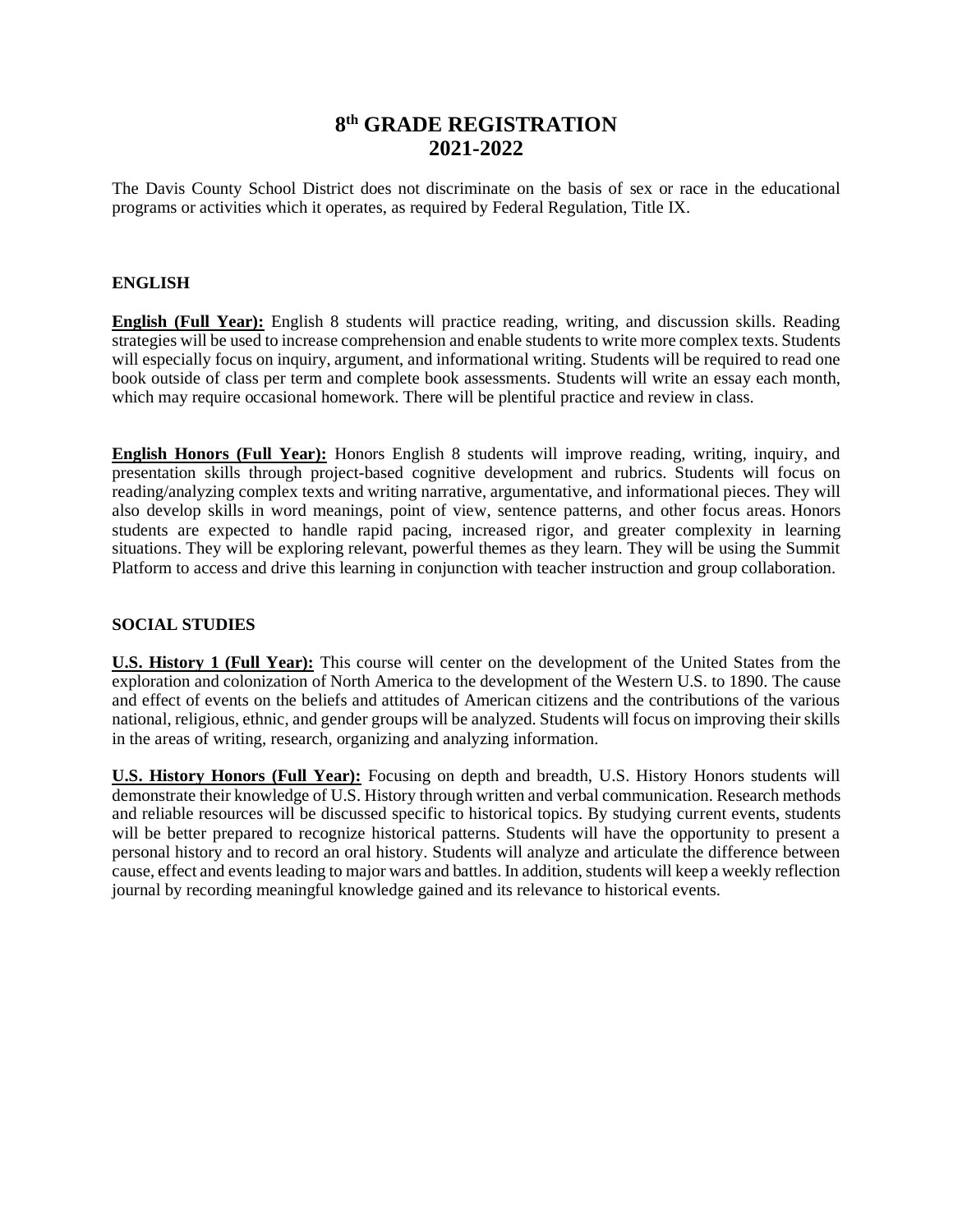# 8th GRADE REGISTRATION
# 2021-2022

The Davis County School District does not discriminate on the basis of sex or race in the educational programs or activities which it operates, as required by Federal Regulation, Title IX.

## ENGLISH

**English (Full Year):** English 8 students will practice reading, writing, and discussion skills. Reading strategies will be used to increase comprehension and enable students to write more complex texts. Students will especially focus on inquiry, argument, and informational writing. Students will be required to read one book outside of class per term and complete book assessments. Students will write an essay each month, which may require occasional homework. There will be plentiful practice and review in class.

**English Honors (Full Year):** Honors English 8 students will improve reading, writing, inquiry, and presentation skills through project-based cognitive development and rubrics. Students will focus on reading/analyzing complex texts and writing narrative, argumentative, and informational pieces. They will also develop skills in word meanings, point of view, sentence patterns, and other focus areas. Honors students are expected to handle rapid pacing, increased rigor, and greater complexity in learning situations. They will be exploring relevant, powerful themes as they learn. They will be using the Summit Platform to access and drive this learning in conjunction with teacher instruction and group collaboration.

## SOCIAL STUDIES

**U.S. History 1 (Full Year):** This course will center on the development of the United States from the exploration and colonization of North America to the development of the Western U.S. to 1890. The cause and effect of events on the beliefs and attitudes of American citizens and the contributions of the various national, religious, ethnic, and gender groups will be analyzed. Students will focus on improving their skills in the areas of writing, research, organizing and analyzing information.

**U.S. History Honors (Full Year):** Focusing on depth and breadth, U.S. History Honors students will demonstrate their knowledge of U.S. History through written and verbal communication. Research methods and reliable resources will be discussed specific to historical topics. By studying current events, students will be better prepared to recognize historical patterns. Students will have the opportunity to present a personal history and to record an oral history. Students will analyze and articulate the difference between cause, effect and events leading to major wars and battles. In addition, students will keep a weekly reflection journal by recording meaningful knowledge gained and its relevance to historical events.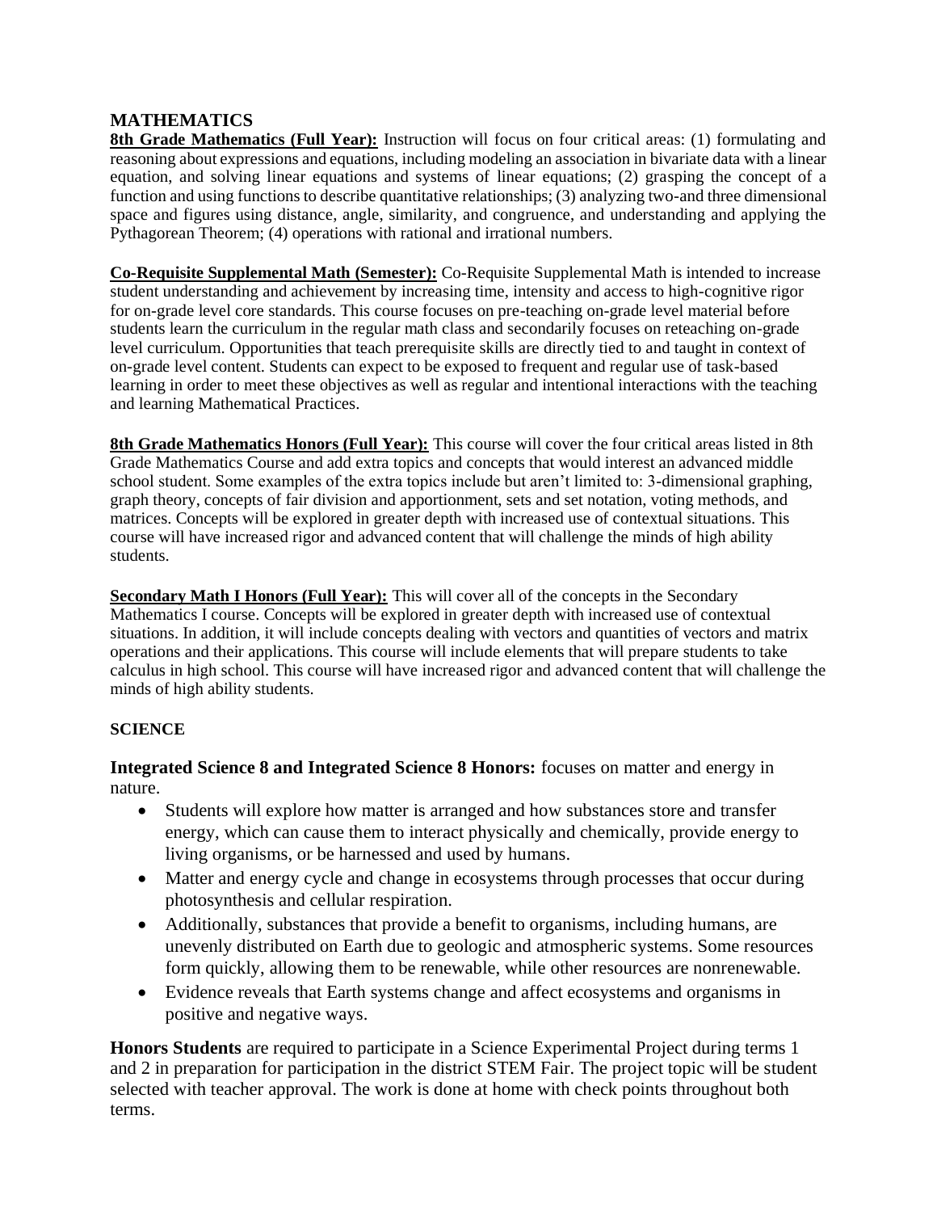## MATHEMATICS

**8th Grade Mathematics (Full Year):** Instruction will focus on four critical areas: (1) formulating and reasoning about expressions and equations, including modeling an association in bivariate data with a linear equation, and solving linear equations and systems of linear equations; (2) grasping the concept of a function and using functions to describe quantitative relationships; (3) analyzing two-and three dimensional space and figures using distance, angle, similarity, and congruence, and understanding and applying the Pythagorean Theorem; (4) operations with rational and irrational numbers.

**Co-Requisite Supplemental Math (Semester):** Co-Requisite Supplemental Math is intended to increase student understanding and achievement by increasing time, intensity and access to high-cognitive rigor for on-grade level core standards. This course focuses on pre-teaching on-grade level material before students learn the curriculum in the regular math class and secondarily focuses on reteaching on-grade level curriculum. Opportunities that teach prerequisite skills are directly tied to and taught in context of on-grade level content. Students can expect to be exposed to frequent and regular use of task-based learning in order to meet these objectives as well as regular and intentional interactions with the teaching and learning Mathematical Practices.

**8th Grade Mathematics Honors (Full Year):** This course will cover the four critical areas listed in 8th Grade Mathematics Course and add extra topics and concepts that would interest an advanced middle school student. Some examples of the extra topics include but aren't limited to: 3-dimensional graphing, graph theory, concepts of fair division and apportionment, sets and set notation, voting methods, and matrices. Concepts will be explored in greater depth with increased use of contextual situations. This course will have increased rigor and advanced content that will challenge the minds of high ability students.

**Secondary Math I Honors (Full Year):** This will cover all of the concepts in the Secondary Mathematics I course. Concepts will be explored in greater depth with increased use of contextual situations. In addition, it will include concepts dealing with vectors and quantities of vectors and matrix operations and their applications. This course will include elements that will prepare students to take calculus in high school. This course will have increased rigor and advanced content that will challenge the minds of high ability students.

## SCIENCE

**Integrated Science 8 and Integrated Science 8 Honors:** focuses on matter and energy in nature.

- Students will explore how matter is arranged and how substances store and transfer energy, which can cause them to interact physically and chemically, provide energy to living organisms, or be harnessed and used by humans.
- Matter and energy cycle and change in ecosystems through processes that occur during photosynthesis and cellular respiration.
- Additionally, substances that provide a benefit to organisms, including humans, are unevenly distributed on Earth due to geologic and atmospheric systems. Some resources form quickly, allowing them to be renewable, while other resources are nonrenewable.
- Evidence reveals that Earth systems change and affect ecosystems and organisms in positive and negative ways.

**Honors Students** are required to participate in a Science Experimental Project during terms 1 and 2 in preparation for participation in the district STEM Fair. The project topic will be student selected with teacher approval. The work is done at home with check points throughout both terms.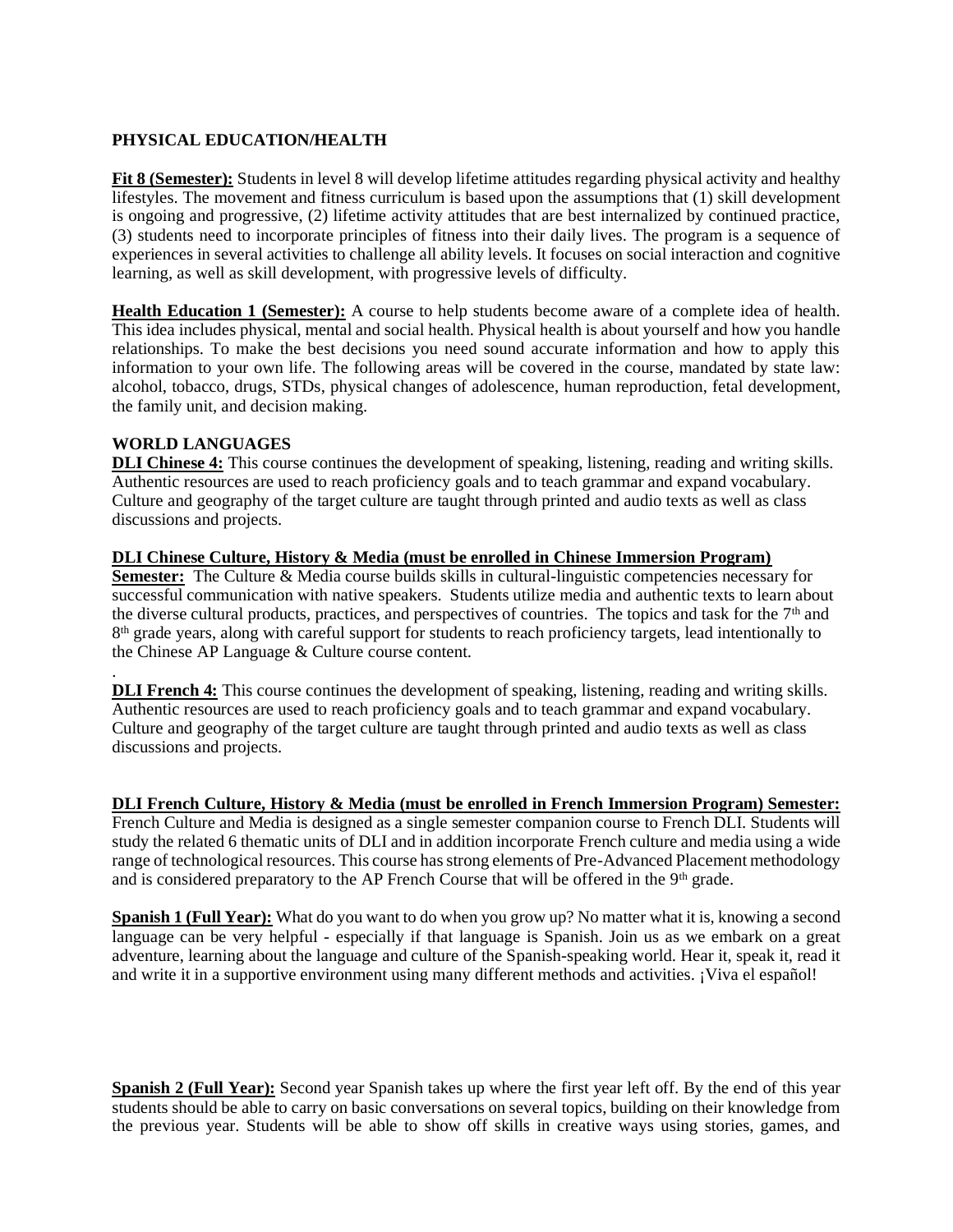## PHYSICAL EDUCATION/HEALTH

**Fit 8 (Semester):** Students in level 8 will develop lifetime attitudes regarding physical activity and healthy lifestyles. The movement and fitness curriculum is based upon the assumptions that (1) skill development is ongoing and progressive, (2) lifetime activity attitudes that are best internalized by continued practice, (3) students need to incorporate principles of fitness into their daily lives. The program is a sequence of experiences in several activities to challenge all ability levels. It focuses on social interaction and cognitive learning, as well as skill development, with progressive levels of difficulty.

**Health Education 1 (Semester):** A course to help students become aware of a complete idea of health. This idea includes physical, mental and social health. Physical health is about yourself and how you handle relationships. To make the best decisions you need sound accurate information and how to apply this information to your own life. The following areas will be covered in the course, mandated by state law: alcohol, tobacco, drugs, STDs, physical changes of adolescence, human reproduction, fetal development, the family unit, and decision making.

## WORLD LANGUAGES

**DLI Chinese 4:** This course continues the development of speaking, listening, reading and writing skills. Authentic resources are used to reach proficiency goals and to teach grammar and expand vocabulary. Culture and geography of the target culture are taught through printed and audio texts as well as class discussions and projects.

**DLI Chinese Culture, History & Media (must be enrolled in Chinese Immersion Program)**
**Semester:** The Culture & Media course builds skills in cultural-linguistic competencies necessary for successful communication with native speakers. Students utilize media and authentic texts to learn about the diverse cultural products, practices, and perspectives of countries. The topics and task for the 7th and 8th grade years, along with careful support for students to reach proficiency targets, lead intentionally to the Chinese AP Language & Culture course content.

.

**DLI French 4:** This course continues the development of speaking, listening, reading and writing skills. Authentic resources are used to reach proficiency goals and to teach grammar and expand vocabulary. Culture and geography of the target culture are taught through printed and audio texts as well as class discussions and projects.

**DLI French Culture, History & Media (must be enrolled in French Immersion Program) Semester:** French Culture and Media is designed as a single semester companion course to French DLI. Students will study the related 6 thematic units of DLI and in addition incorporate French culture and media using a wide range of technological resources. This course has strong elements of Pre-Advanced Placement methodology and is considered preparatory to the AP French Course that will be offered in the 9th grade.

**Spanish 1 (Full Year):** What do you want to do when you grow up? No matter what it is, knowing a second language can be very helpful - especially if that language is Spanish. Join us as we embark on a great adventure, learning about the language and culture of the Spanish-speaking world. Hear it, speak it, read it and write it in a supportive environment using many different methods and activities. ¡Viva el español!

**Spanish 2 (Full Year):** Second year Spanish takes up where the first year left off. By the end of this year students should be able to carry on basic conversations on several topics, building on their knowledge from the previous year. Students will be able to show off skills in creative ways using stories, games, and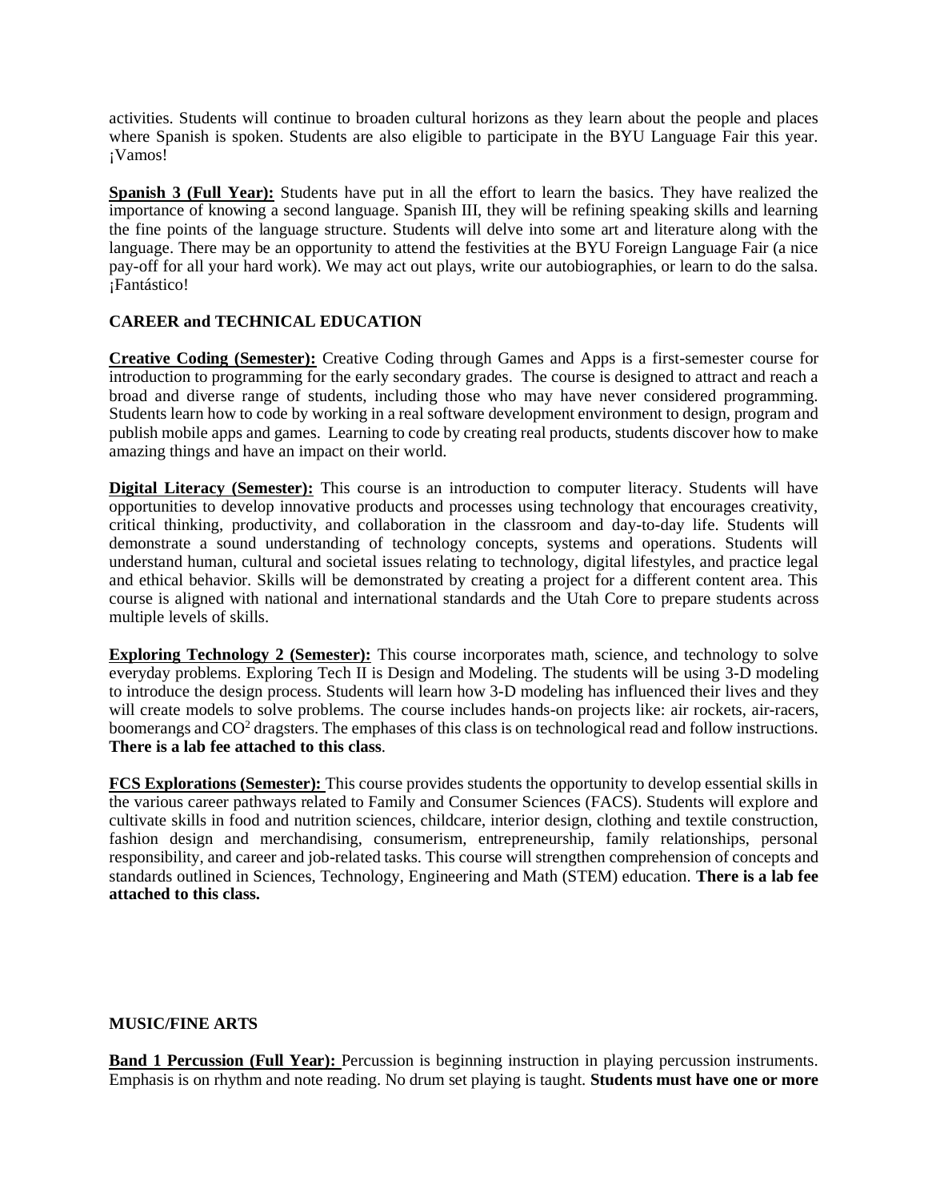activities. Students will continue to broaden cultural horizons as they learn about the people and places where Spanish is spoken. Students are also eligible to participate in the BYU Language Fair this year. ¡Vamos!

**Spanish 3 (Full Year):** Students have put in all the effort to learn the basics. They have realized the importance of knowing a second language. Spanish III, they will be refining speaking skills and learning the fine points of the language structure. Students will delve into some art and literature along with the language. There may be an opportunity to attend the festivities at the BYU Foreign Language Fair (a nice pay-off for all your hard work). We may act out plays, write our autobiographies, or learn to do the salsa. ¡Fantástico!

**CAREER and TECHNICAL EDUCATION**

**Creative Coding (Semester):** Creative Coding through Games and Apps is a first-semester course for introduction to programming for the early secondary grades. The course is designed to attract and reach a broad and diverse range of students, including those who may have never considered programming. Students learn how to code by working in a real software development environment to design, program and publish mobile apps and games. Learning to code by creating real products, students discover how to make amazing things and have an impact on their world.

**Digital Literacy (Semester):** This course is an introduction to computer literacy. Students will have opportunities to develop innovative products and processes using technology that encourages creativity, critical thinking, productivity, and collaboration in the classroom and day-to-day life. Students will demonstrate a sound understanding of technology concepts, systems and operations. Students will understand human, cultural and societal issues relating to technology, digital lifestyles, and practice legal and ethical behavior. Skills will be demonstrated by creating a project for a different content area. This course is aligned with national and international standards and the Utah Core to prepare students across multiple levels of skills.

**Exploring Technology 2 (Semester):** This course incorporates math, science, and technology to solve everyday problems. Exploring Tech II is Design and Modeling. The students will be using 3-D modeling to introduce the design process. Students will learn how 3-D modeling has influenced their lives and they will create models to solve problems. The course includes hands-on projects like: air rockets, air-racers, boomerangs and $CO^2$ dragsters. The emphases of this class is on technological read and follow instructions. **There is a lab fee attached to this class**.

**FCS Explorations (Semester):** This course provides students the opportunity to develop essential skills in the various career pathways related to Family and Consumer Sciences (FACS). Students will explore and cultivate skills in food and nutrition sciences, childcare, interior design, clothing and textile construction, fashion design and merchandising, consumerism, entrepreneurship, family relationships, personal responsibility, and career and job-related tasks. This course will strengthen comprehension of concepts and standards outlined in Sciences, Technology, Engineering and Math (STEM) education. **There is a lab fee attached to this class.**

**MUSIC/FINE ARTS**

**Band 1 Percussion (Full Year):** Percussion is beginning instruction in playing percussion instruments. Emphasis is on rhythm and note reading. No drum set playing is taught. **Students must have one or more**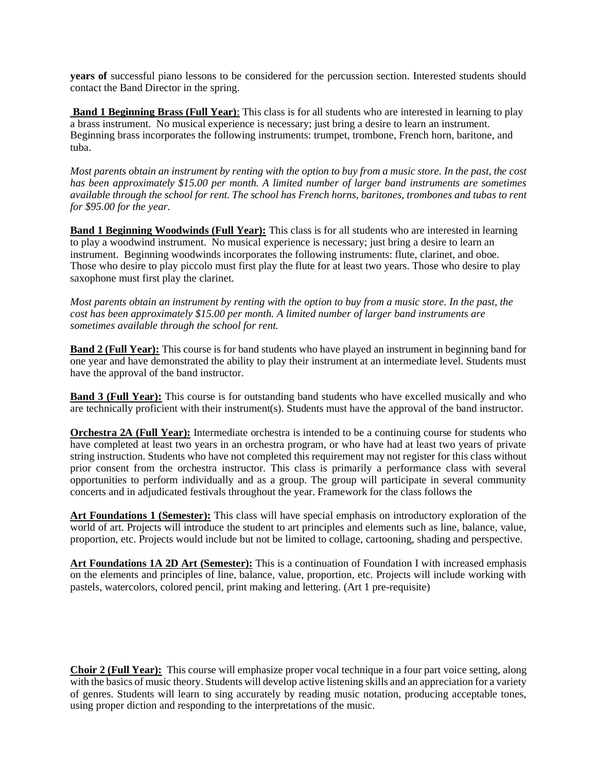**years of** successful piano lessons to be considered for the percussion section. Interested students should contact the Band Director in the spring.

**Band 1 Beginning Brass (Full Year)**: This class is for all students who are interested in learning to play a brass instrument. No musical experience is necessary; just bring a desire to learn an instrument. Beginning brass incorporates the following instruments: trumpet, trombone, French horn, baritone, and tuba.

*Most parents obtain an instrument by renting with the option to buy from a music store. In the past, the cost has been approximately $15.00 per month. A limited number of larger band instruments are sometimes available through the school for rent. The school has French horns, baritones, trombones and tubas to rent for $95.00 for the year.*

**Band 1 Beginning Woodwinds (Full Year):** This class is for all students who are interested in learning to play a woodwind instrument. No musical experience is necessary; just bring a desire to learn an instrument. Beginning woodwinds incorporates the following instruments: flute, clarinet, and oboe. Those who desire to play piccolo must first play the flute for at least two years. Those who desire to play saxophone must first play the clarinet.

*Most parents obtain an instrument by renting with the option to buy from a music store. In the past, the cost has been approximately $15.00 per month. A limited number of larger band instruments are sometimes available through the school for rent.*

**Band 2 (Full Year):** This course is for band students who have played an instrument in beginning band for one year and have demonstrated the ability to play their instrument at an intermediate level. Students must have the approval of the band instructor.

**Band 3 (Full Year):** This course is for outstanding band students who have excelled musically and who are technically proficient with their instrument(s). Students must have the approval of the band instructor.

**Orchestra 2A (Full Year):** Intermediate orchestra is intended to be a continuing course for students who have completed at least two years in an orchestra program, or who have had at least two years of private string instruction. Students who have not completed this requirement may not register for this class without prior consent from the orchestra instructor. This class is primarily a performance class with several opportunities to perform individually and as a group. The group will participate in several community concerts and in adjudicated festivals throughout the year. Framework for the class follows the

**Art Foundations 1 (Semester):** This class will have special emphasis on introductory exploration of the world of art. Projects will introduce the student to art principles and elements such as line, balance, value, proportion, etc. Projects would include but not be limited to collage, cartooning, shading and perspective.

**Art Foundations 1A 2D Art (Semester):** This is a continuation of Foundation I with increased emphasis on the elements and principles of line, balance, value, proportion, etc. Projects will include working with pastels, watercolors, colored pencil, print making and lettering. (Art 1 pre-requisite)

**Choir 2 (Full Year):** This course will emphasize proper vocal technique in a four part voice setting, along with the basics of music theory. Students will develop active listening skills and an appreciation for a variety of genres. Students will learn to sing accurately by reading music notation, producing acceptable tones, using proper diction and responding to the interpretations of the music.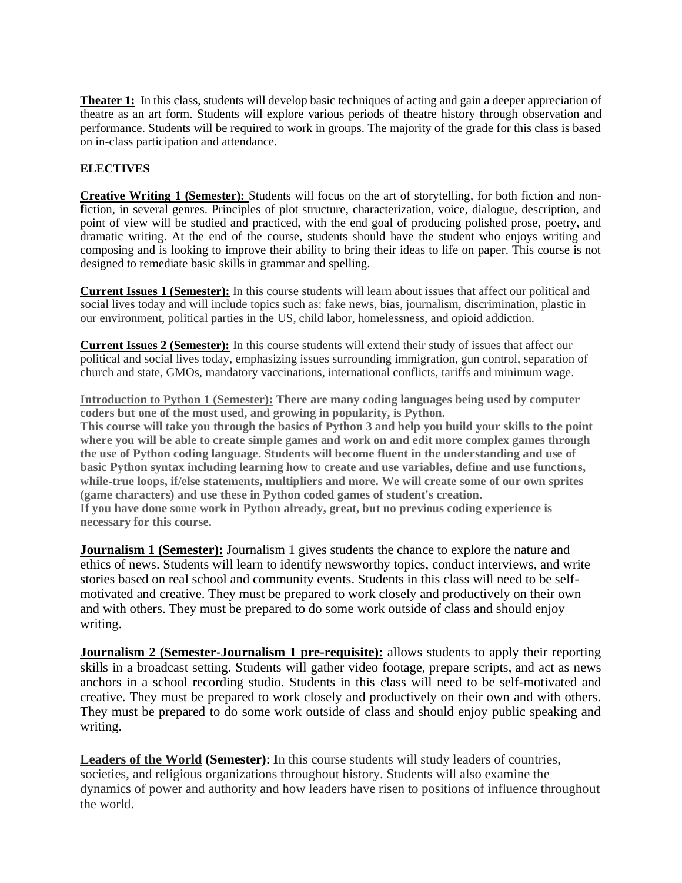**Theater 1:** In this class, students will develop basic techniques of acting and gain a deeper appreciation of theatre as an art form. Students will explore various periods of theatre history through observation and performance. Students will be required to work in groups. The majority of the grade for this class is based on in-class participation and attendance.

**ELECTIVES**

**Creative Writing 1 (Semester):** Students will focus on the art of storytelling, for both fiction and non-fiction, in several genres. Principles of plot structure, characterization, voice, dialogue, description, and point of view will be studied and practiced, with the end goal of producing polished prose, poetry, and dramatic writing. At the end of the course, students should have the student who enjoys writing and composing and is looking to improve their ability to bring their ideas to life on paper. This course is not designed to remediate basic skills in grammar and spelling.

**Current Issues 1 (Semester):** In this course students will learn about issues that affect our political and social lives today and will include topics such as: fake news, bias, journalism, discrimination, plastic in our environment, political parties in the US, child labor, homelessness, and opioid addiction.

**Current Issues 2 (Semester):** In this course students will extend their study of issues that affect our political and social lives today, emphasizing issues surrounding immigration, gun control, separation of church and state, GMOs, mandatory vaccinations, international conflicts, tariffs and minimum wage.

**Introduction to Python 1 (Semester): There are many coding languages being used by computer coders but one of the most used, and growing in popularity, is Python.**
**This course will take you through the basics of Python 3 and help you build your skills to the point where you will be able to create simple games and work on and edit more complex games through the use of Python coding language. Students will become fluent in the understanding and use of basic Python syntax including learning how to create and use variables, define and use functions, while-true loops, if/else statements, multipliers and more. We will create some of our own sprites (game characters) and use these in Python coded games of student's creation.**
**If you have done some work in Python already, great, but no previous coding experience is necessary for this course.**

**Journalism 1 (Semester):** Journalism 1 gives students the chance to explore the nature and ethics of news. Students will learn to identify newsworthy topics, conduct interviews, and write stories based on real school and community events. Students in this class will need to be self-motivated and creative. They must be prepared to work closely and productively on their own and with others. They must be prepared to do some work outside of class and should enjoy writing.

**Journalism 2 (Semester-Journalism 1 pre-requisite):** allows students to apply their reporting skills in a broadcast setting. Students will gather video footage, prepare scripts, and act as news anchors in a school recording studio. Students in this class will need to be self-motivated and creative. They must be prepared to work closely and productively on their own and with others. They must be prepared to do some work outside of class and should enjoy public speaking and writing.

**Leaders of the World (Semester)**: In this course students will study leaders of countries, societies, and religious organizations throughout history. Students will also examine the dynamics of power and authority and how leaders have risen to positions of influence throughout the world.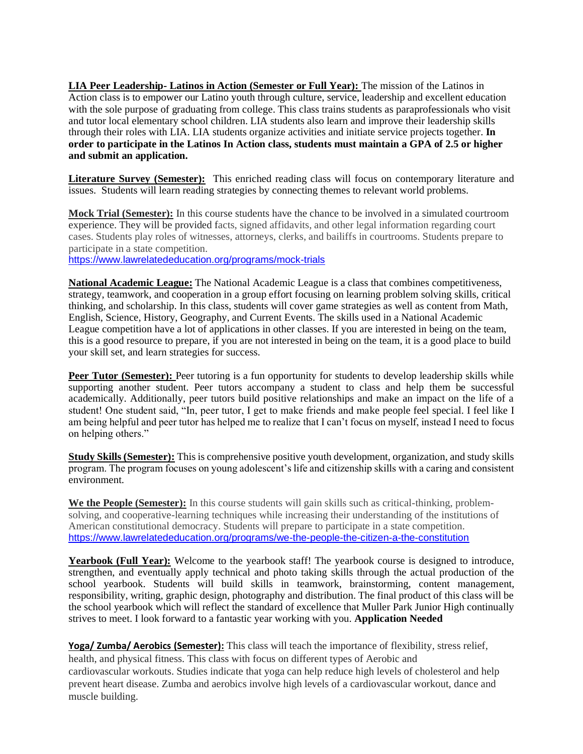**LIA Peer Leadership- Latinos in Action (Semester or Full Year):** The mission of the Latinos in Action class is to empower our Latino youth through culture, service, leadership and excellent education with the sole purpose of graduating from college. This class trains students as paraprofessionals who visit and tutor local elementary school children. LIA students also learn and improve their leadership skills through their roles with LIA. LIA students organize activities and initiate service projects together. **In order to participate in the Latinos In Action class, students must maintain a GPA of 2.5 or higher and submit an application.**

**Literature Survey (Semester):** This enriched reading class will focus on contemporary literature and issues. Students will learn reading strategies by connecting themes to relevant world problems.

**Mock Trial (Semester):** In this course students have the chance to be involved in a simulated courtroom experience. They will be provided facts, signed affidavits, and other legal information regarding court cases. Students play roles of witnesses, attorneys, clerks, and bailiffs in courtrooms. Students prepare to participate in a state competition.
https://www.lawrelatededucation.org/programs/mock-trials

**National Academic League:** The National Academic League is a class that combines competitiveness, strategy, teamwork, and cooperation in a group effort focusing on learning problem solving skills, critical thinking, and scholarship. In this class, students will cover game strategies as well as content from Math, English, Science, History, Geography, and Current Events. The skills used in a National Academic League competition have a lot of applications in other classes. If you are interested in being on the team, this is a good resource to prepare, if you are not interested in being on the team, it is a good place to build your skill set, and learn strategies for success.

**Peer Tutor (Semester):** Peer tutoring is a fun opportunity for students to develop leadership skills while supporting another student. Peer tutors accompany a student to class and help them be successful academically. Additionally, peer tutors build positive relationships and make an impact on the life of a student! One student said, "In, peer tutor, I get to make friends and make people feel special. I feel like I am being helpful and peer tutor has helped me to realize that I can't focus on myself, instead I need to focus on helping others."

**Study Skills (Semester):** This is comprehensive positive youth development, organization, and study skills program. The program focuses on young adolescent's life and citizenship skills with a caring and consistent environment.

**We the People (Semester):** In this course students will gain skills such as critical-thinking, problem-solving, and cooperative-learning techniques while increasing their understanding of the institutions of American constitutional democracy. Students will prepare to participate in a state competition.
https://www.lawrelatededucation.org/programs/we-the-people-the-citizen-a-the-constitution

**Yearbook (Full Year):** Welcome to the yearbook staff! The yearbook course is designed to introduce, strengthen, and eventually apply technical and photo taking skills through the actual production of the school yearbook. Students will build skills in teamwork, brainstorming, content management, responsibility, writing, graphic design, photography and distribution. The final product of this class will be the school yearbook which will reflect the standard of excellence that Muller Park Junior High continually strives to meet. I look forward to a fantastic year working with you. **Application Needed**

**Yoga/ Zumba/ Aerobics (Semester):** This class will teach the importance of flexibility, stress relief, health, and physical fitness. This class with focus on different types of Aerobic and cardiovascular workouts. Studies indicate that yoga can help reduce high levels of cholesterol and help prevent heart disease. Zumba and aerobics involve high levels of a cardiovascular workout, dance and muscle building.